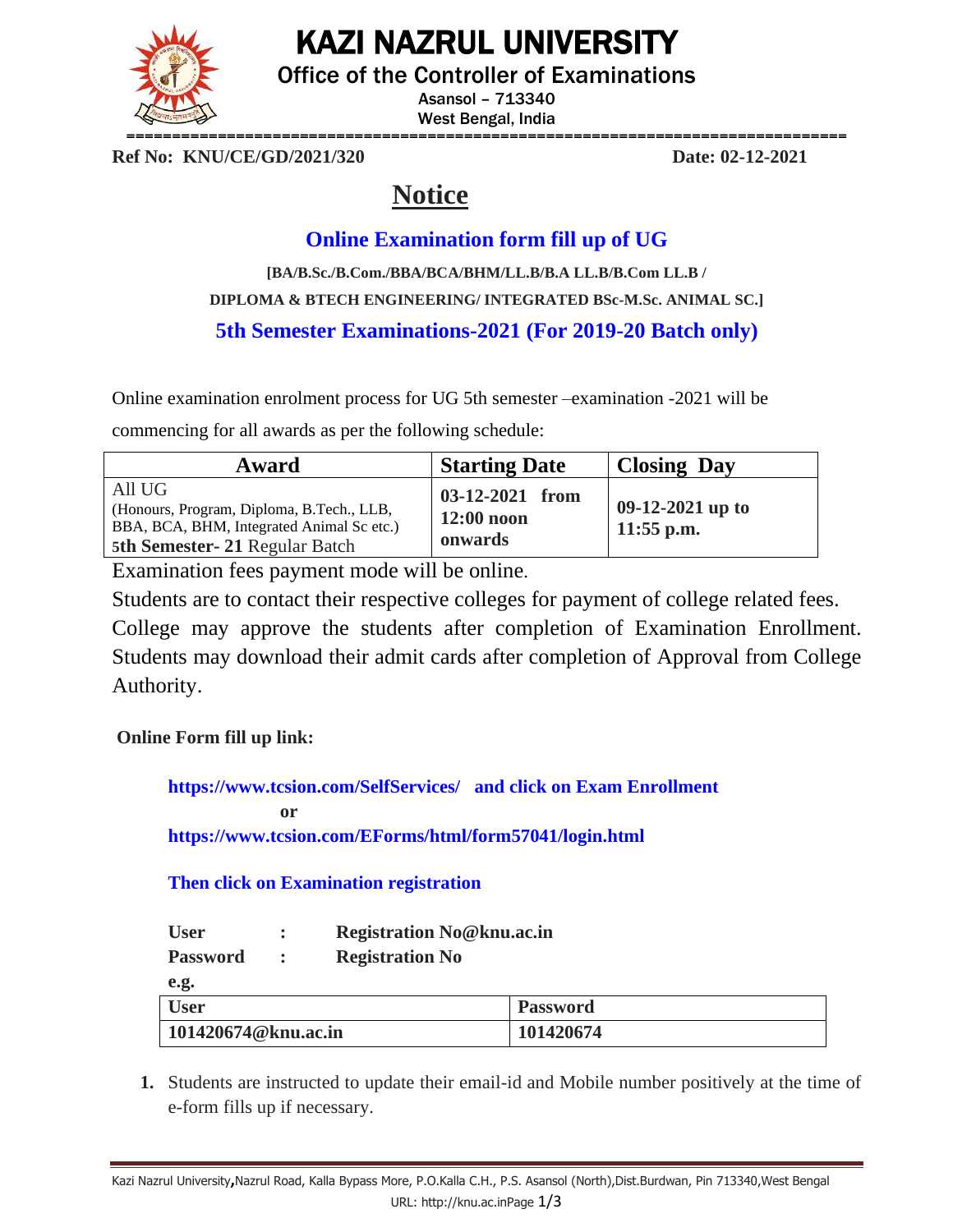# KAZI NAZRUL UNIVERSITY

Office of the Controller of Examinations

Asansol – 713340

West Bengal, India

**Ref No: KNU/CE/GD/2021/320** **Date: 02-12-2021**

## Notice

### Online Examination form fill up of UG

**[BA/B.Sc./B.Com./BBA/BCA/BHM/LL.B/B.A LL.B/B.Com LL.B / DIPLOMA & BTECH ENGINEERING/ INTEGRATED BSc-M.Sc. ANIMAL SC.]**

### 5th Semester Examinations-2021 (For 2019-20 Batch only)

Online examination enrolment process for UG 5th semester –examination -2021 will be commencing for all awards as per the following schedule:

| Award | Starting Date | Closing Day |
|---|---|---|
| All UG (Honours, Program, Diploma, B.Tech., LLB, BBA, BCA, BHM, Integrated Animal Sc etc.) **5th Semester- 21** Regular Batch | **03-12-2021 from 12:00 noon onwards** | **09-12-2021 up to 11:55 p.m.** |

Examination fees payment mode will be online.

Students are to contact their respective colleges for payment of college related fees. College may approve the students after completion of Examination Enrollment. Students may download their admit cards after completion of Approval from College Authority.

**Online Form fill up link:**

**https://www.tcsion.com/SelfServices/ and click on Exam Enrollment**

**or**

**https://www.tcsion.com/EForms/html/form57041/login.html**

**Then click on Examination registration**

**User : Registration No@knu.ac.in**

**Password : Registration No**

**e.g.**

| User | Password |
|---|---|
| 101420674@knu.ac.in | 101420674 |

1. Students are instructed to update their email-id and Mobile number positively at the time of e-form fills up if necessary.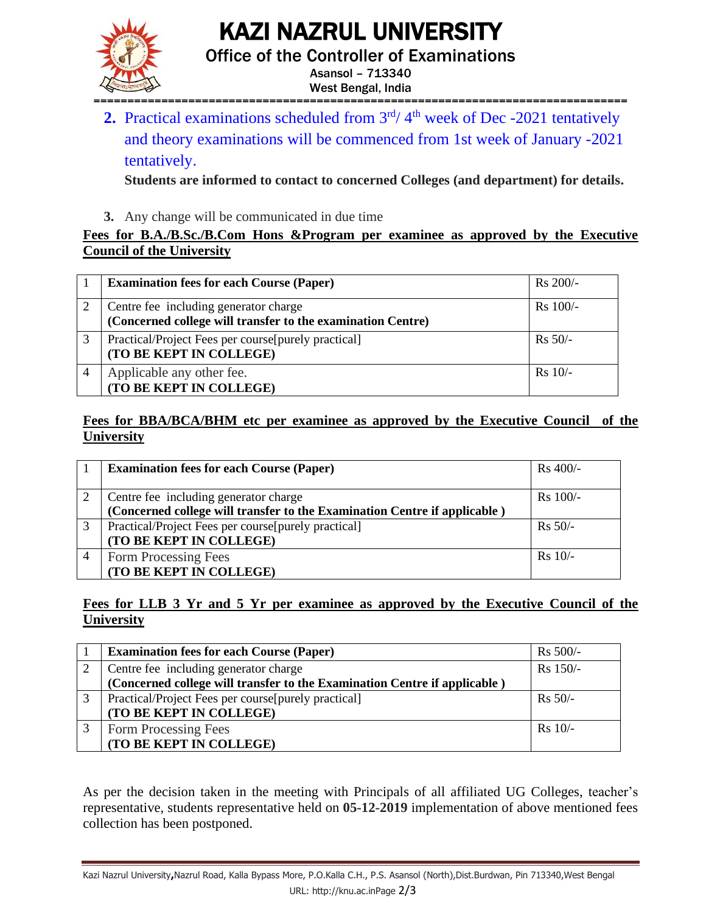2. Practical examinations scheduled from 3rd/ 4th week of Dec -2021 tentatively and theory examinations will be commenced from 1st week of January -2021 tentatively.

   **Students are informed to contact to concerned Colleges (and department) for details.**

3. Any change will be communicated in due time

**Fees for B.A./B.Sc./B.Com Hons &Program per examinee as approved by the Executive Council of the University**

| | | |
|---|---|---|
| 1 | **Examination fees for each Course (Paper)** | Rs 200/- |
| 2 | Centre fee including generator charge **(Concerned college will transfer to the examination Centre)** | Rs 100/- |
| 3 | Practical/Project Fees per course[purely practical] **(TO BE KEPT IN COLLEGE)** | Rs 50/- |
| 4 | Applicable any other fee. **(TO BE KEPT IN COLLEGE)** | Rs 10/- |

**Fees for BBA/BCA/BHM etc per examinee as approved by the Executive Council of the University**

| | | |
|---|---|---|
| 1 | **Examination fees for each Course (Paper)** | Rs 400/- |
| 2 | Centre fee including generator charge **(Concerned college will transfer to the Examination Centre if applicable )** | Rs 100/- |
| 3 | Practical/Project Fees per course[purely practical] **(TO BE KEPT IN COLLEGE)** | Rs 50/- |
| 4 | Form Processing Fees **(TO BE KEPT IN COLLEGE)** | Rs 10/- |

**Fees for LLB 3 Yr and 5 Yr per examinee as approved by the Executive Council of the University**

| | | |
|---|---|---|
| 1 | **Examination fees for each Course (Paper)** | Rs 500/- |
| 2 | Centre fee including generator charge **(Concerned college will transfer to the Examination Centre if applicable )** | Rs 150/- |
| 3 | Practical/Project Fees per course[purely practical] **(TO BE KEPT IN COLLEGE)** | Rs 50/- |
| 3 | Form Processing Fees **(TO BE KEPT IN COLLEGE)** | Rs 10/- |

As per the decision taken in the meeting with Principals of all affiliated UG Colleges, teacher's representative, students representative held on **05-12-2019** implementation of above mentioned fees collection has been postponed.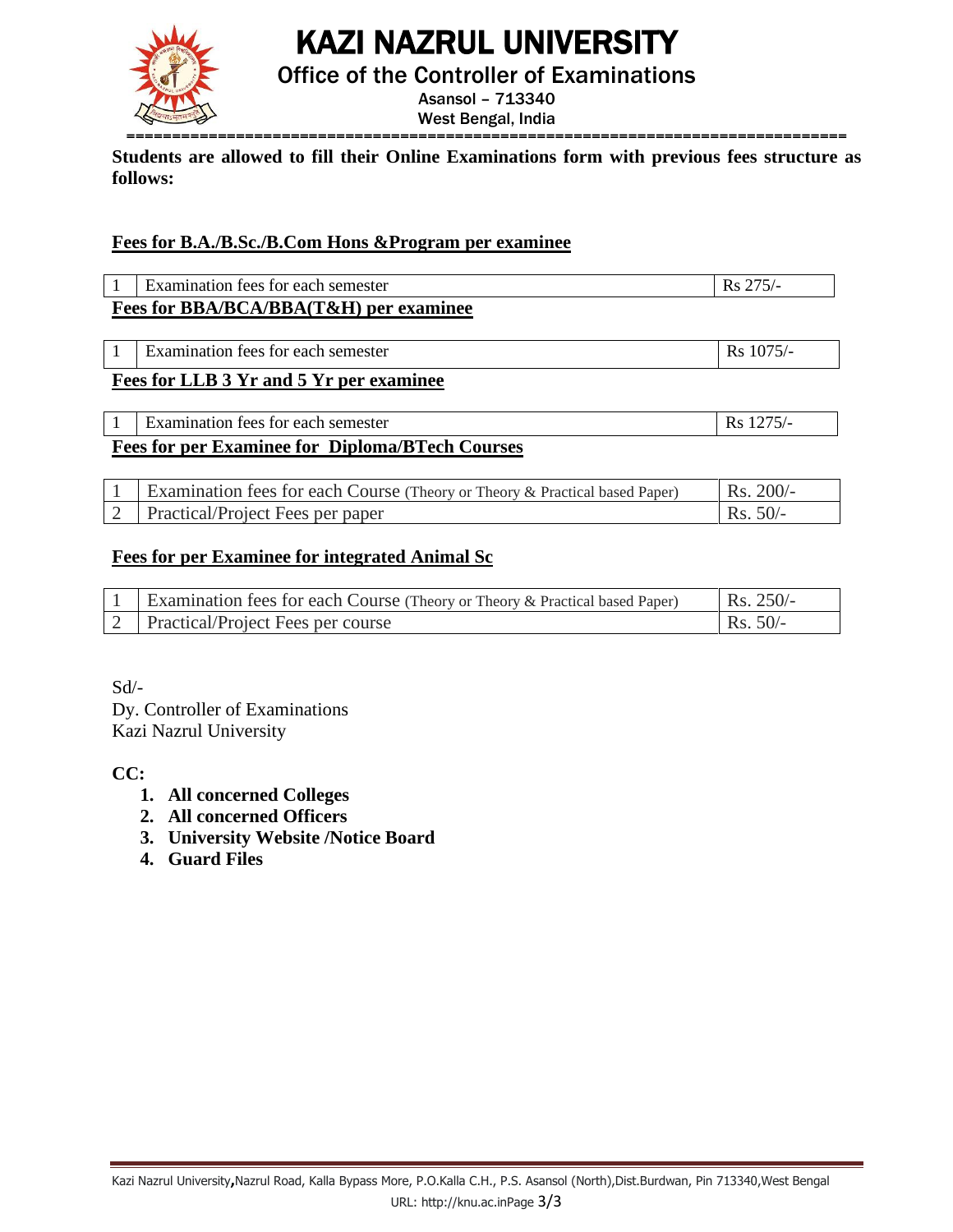# KAZI NAZRUL UNIVERSITY

## Office of the Controller of Examinations

Asansol – 713340

West Bengal, India

**Students are allowed to fill their Online Examinations form with previous fees structure as follows:**

**Fees for B.A./B.Sc./B.Com Hons &Program per examinee**

| | | |
|---|---|---|
| 1 | Examination fees for each semester | Rs 275/- |

**Fees for BBA/BCA/BBA(T&H) per examinee**

| | | |
|---|---|---|
| 1 | Examination fees for each semester | Rs 1075/- |

**Fees for LLB 3 Yr and 5 Yr per examinee**

| | | |
|---|---|---|
| 1 | Examination fees for each semester | Rs 1275/- |

**Fees for per Examinee for Diploma/BTech Courses**

| | | |
|---|---|---|
| 1 | Examination fees for each Course (Theory or Theory & Practical based Paper) | Rs. 200/- |
| 2 | Practical/Project Fees per paper | Rs. 50/- |

**Fees for per Examinee for integrated Animal Sc**

| | | |
|---|---|---|
| 1 | Examination fees for each Course (Theory or Theory & Practical based Paper) | Rs. 250/- |
| 2 | Practical/Project Fees per course | Rs. 50/- |

Sd/-
Dy. Controller of Examinations
Kazi Nazrul University

**CC:**

1. **All concerned Colleges**
2. **All concerned Officers**
3. **University Website /Notice Board**
4. **Guard Files**

Kazi Nazrul University,Nazrul Road, Kalla Bypass More, P.O.Kalla C.H., P.S. Asansol (North),Dist.Burdwan, Pin 713340,West Bengal
URL: http://knu.ac.in